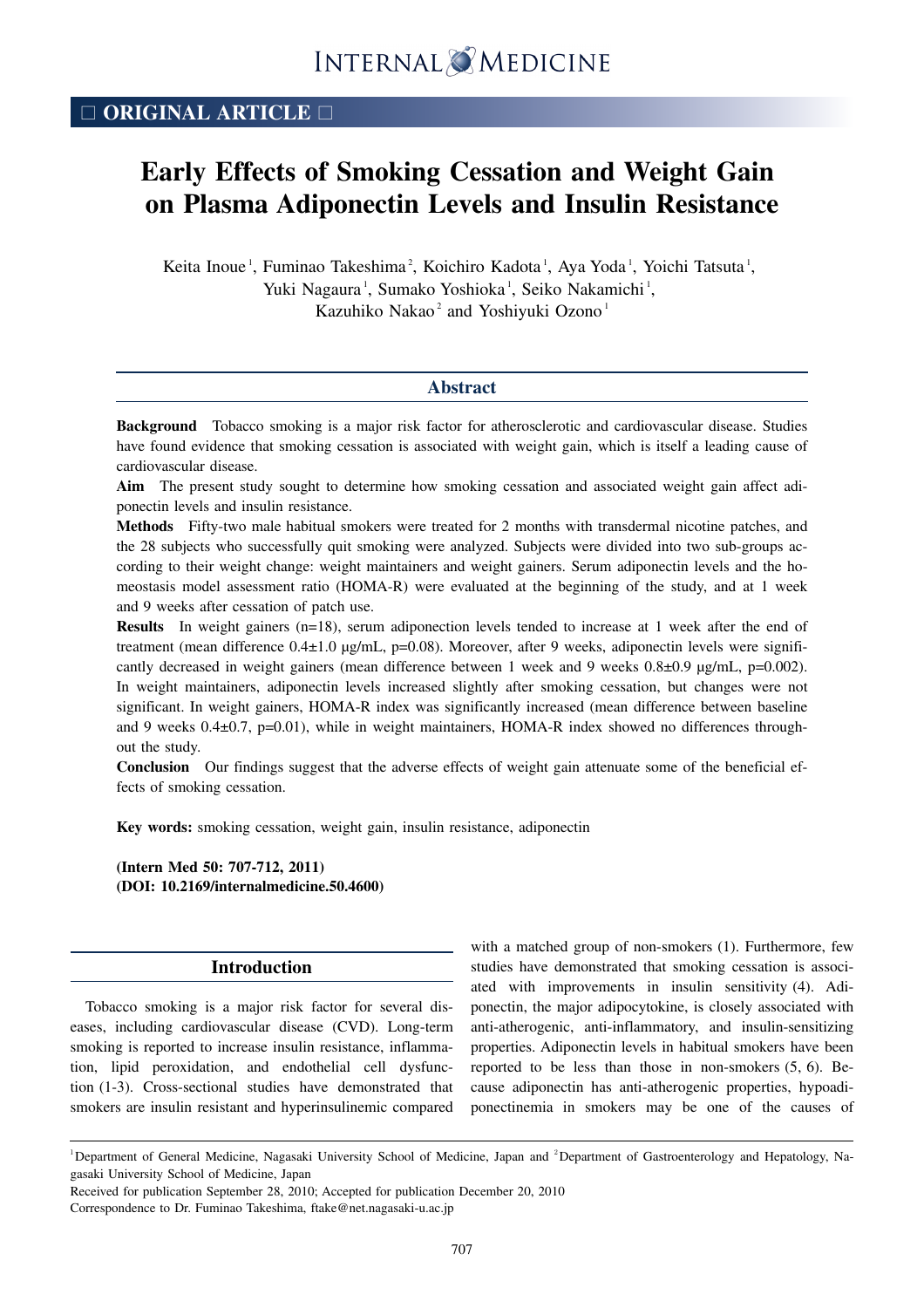□ ORIGINAL ARTICLE □

# Early Effects of Smoking Cessation and Weight Gain on Plasma Adiponectin Levels and Insulin Resistance

Keita Inoue[1], Fuminao Takeshima[2], Koichiro Kadota[1], Aya Yoda[1], Yoichi Tatsuta[1], Yuki Nagaura[1], Sumako Yoshioka[1], Seiko Nakamichi[1], Kazuhiko Nakao[2] and Yoshiyuki Ozono[1]

## Abstract

**Background** Tobacco smoking is a major risk factor for atherosclerotic and cardiovascular disease. Studies have found evidence that smoking cessation is associated with weight gain, which is itself a leading cause of cardiovascular disease.

**Aim** The present study sought to determine how smoking cessation and associated weight gain affect adiponectin levels and insulin resistance.

**Methods** Fifty-two male habitual smokers were treated for 2 months with transdermal nicotine patches, and the 28 subjects who successfully quit smoking were analyzed. Subjects were divided into two sub-groups according to their weight change: weight maintainers and weight gainers. Serum adiponectin levels and the homeostasis model assessment ratio (HOMA-R) were evaluated at the beginning of the study, and at 1 week and 9 weeks after cessation of patch use.

**Results** In weight gainers (n=18), serum adiponection levels tended to increase at 1 week after the end of treatment (mean difference 0.4±1.0 μg/mL, p=0.08). Moreover, after 9 weeks, adiponectin levels were significantly decreased in weight gainers (mean difference between 1 week and 9 weeks 0.8±0.9 μg/mL, p=0.002). In weight maintainers, adiponectin levels increased slightly after smoking cessation, but changes were not significant. In weight gainers, HOMA-R index was significantly increased (mean difference between baseline and 9 weeks 0.4±0.7, p=0.01), while in weight maintainers, HOMA-R index showed no differences throughout the study.

**Conclusion** Our findings suggest that the adverse effects of weight gain attenuate some of the beneficial effects of smoking cessation.

**Key words:** smoking cessation, weight gain, insulin resistance, adiponectin

**(Intern Med 50: 707-712, 2011)**
**(DOI: 10.2169/internalmedicine.50.4600)**

## Introduction

Tobacco smoking is a major risk factor for several diseases, including cardiovascular disease (CVD). Long-term smoking is reported to increase insulin resistance, inflammation, lipid peroxidation, and endothelial cell dysfunction (1-3). Cross-sectional studies have demonstrated that smokers are insulin resistant and hyperinsulinemic compared with a matched group of non-smokers (1). Furthermore, few studies have demonstrated that smoking cessation is associated with improvements in insulin sensitivity (4). Adiponectin, the major adipocytokine, is closely associated with anti-atherogenic, anti-inflammatory, and insulin-sensitizing properties. Adiponectin levels in habitual smokers have been reported to be less than those in non-smokers (5, 6). Because adiponectin has anti-atherogenic properties, hypoadiponectinemia in smokers may be one of the causes of

[1]Department of General Medicine, Nagasaki University School of Medicine, Japan and [2]Department of Gastroenterology and Hepatology, Nagasaki University School of Medicine, Japan

Received for publication September 28, 2010; Accepted for publication December 20, 2010

Correspondence to Dr. Fuminao Takeshima, ftake@net.nagasaki-u.ac.jp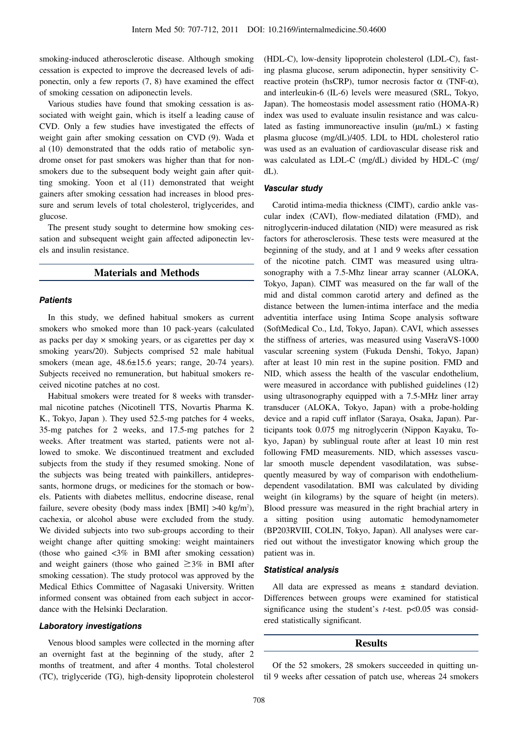smoking-induced atherosclerotic disease. Although smoking cessation is expected to improve the decreased levels of adiponectin, only a few reports (7, 8) have examined the effect of smoking cessation on adiponectin levels.

Various studies have found that smoking cessation is associated with weight gain, which is itself a leading cause of CVD. Only a few studies have investigated the effects of weight gain after smoking cessation on CVD (9). Wada et al (10) demonstrated that the odds ratio of metabolic syndrome onset for past smokers was higher than that for nonsmokers due to the subsequent body weight gain after quitting smoking. Yoon et al (11) demonstrated that weight gainers after smoking cessation had increases in blood pressure and serum levels of total cholesterol, triglycerides, and glucose.

The present study sought to determine how smoking cessation and subsequent weight gain affected adiponectin levels and insulin resistance.

## Materials and Methods

### *Patients*

In this study, we defined habitual smokers as current smokers who smoked more than 10 pack-years (calculated as packs per day × smoking years, or as cigarettes per day × smoking years/20). Subjects comprised 52 male habitual smokers (mean age, 48.6±15.6 years; range, 20-74 years). Subjects received no remuneration, but habitual smokers received nicotine patches at no cost.

Habitual smokers were treated for 8 weeks with transdermal nicotine patches (Nicotinell TTS, Novartis Pharma K. K., Tokyo, Japan ). They used 52.5-mg patches for 4 weeks, 35-mg patches for 2 weeks, and 17.5-mg patches for 2 weeks. After treatment was started, patients were not allowed to smoke. We discontinued treatment and excluded subjects from the study if they resumed smoking. None of the subjects was being treated with painkillers, antidepressants, hormone drugs, or medicines for the stomach or bowels. Patients with diabetes mellitus, endocrine disease, renal failure, severe obesity (body mass index [BMI] >40 kg/m$^2$), cachexia, or alcohol abuse were excluded from the study. We divided subjects into two sub-groups according to their weight change after quitting smoking: weight maintainers (those who gained <3% in BMI after smoking cessation) and weight gainers (those who gained ≥3% in BMI after smoking cessation). The study protocol was approved by the Medical Ethics Committee of Nagasaki University. Written informed consent was obtained from each subject in accordance with the Helsinki Declaration.

### *Laboratory investigations*

Venous blood samples were collected in the morning after an overnight fast at the beginning of the study, after 2 months of treatment, and after 4 months. Total cholesterol (TC), triglyceride (TG), high-density lipoprotein cholesterol (HDL-C), low-density lipoprotein cholesterol (LDL-C), fasting plasma glucose, serum adiponectin, hyper sensitivity C-reactive protein (hsCRP), tumor necrosis factor α (TNF-α), and interleukin-6 (IL-6) levels were measured (SRL, Tokyo, Japan). The homeostasis model assessment ratio (HOMA-R) index was used to evaluate insulin resistance and was calculated as fasting immunoreactive insulin (μu/mL) × fasting plasma glucose (mg/dL)/405. LDL to HDL cholesterol ratio was used as an evaluation of cardiovascular disease risk and was calculated as LDL-C (mg/dL) divided by HDL-C (mg/dL).

### *Vascular study*

Carotid intima-media thickness (CIMT), cardio ankle vascular index (CAVI), flow-mediated dilatation (FMD), and nitroglycerin-induced dilatation (NID) were measured as risk factors for atherosclerosis. These tests were measured at the beginning of the study, and at 1 and 9 weeks after cessation of the nicotine patch. CIMT was measured using ultrasonography with a 7.5-Mhz linear array scanner (ALOKA, Tokyo, Japan). CIMT was measured on the far wall of the mid and distal common carotid artery and defined as the distance between the lumen-intima interface and the media adventitia interface using Intima Scope analysis software (SoftMedical Co., Ltd, Tokyo, Japan). CAVI, which assesses the stiffness of arteries, was measured using VaseraVS-1000 vascular screening system (Fukuda Denshi, Tokyo, Japan) after at least 10 min rest in the supine position. FMD and NID, which assess the health of the vascular endothelium, were measured in accordance with published guidelines (12) using ultrasonography equipped with a 7.5-MHz liner array transducer (ALOKA, Tokyo, Japan) with a probe-holding device and a rapid cuff inflator (Saraya, Osaka, Japan). Participants took 0.075 mg nitroglycerin (Nippon Kayaku, Tokyo, Japan) by sublingual route after at least 10 min rest following FMD measurements. NID, which assesses vascular smooth muscle dependent vasodilatation, was subsequently measured by way of comparison with endothelium-dependent vasodilatation. BMI was calculated by dividing weight (in kilograms) by the square of height (in meters). Blood pressure was measured in the right brachial artery in a sitting position using automatic hemodynamometer (BP203RVIII, COLIN, Tokyo, Japan). All analyses were carried out without the investigator knowing which group the patient was in.

### *Statistical analysis*

All data are expressed as means ± standard deviation. Differences between groups were examined for statistical significance using the student's *t*-test. $p<0.05$ was considered statistically significant.

## Results

Of the 52 smokers, 28 smokers succeeded in quitting until 9 weeks after cessation of patch use, whereas 24 smokers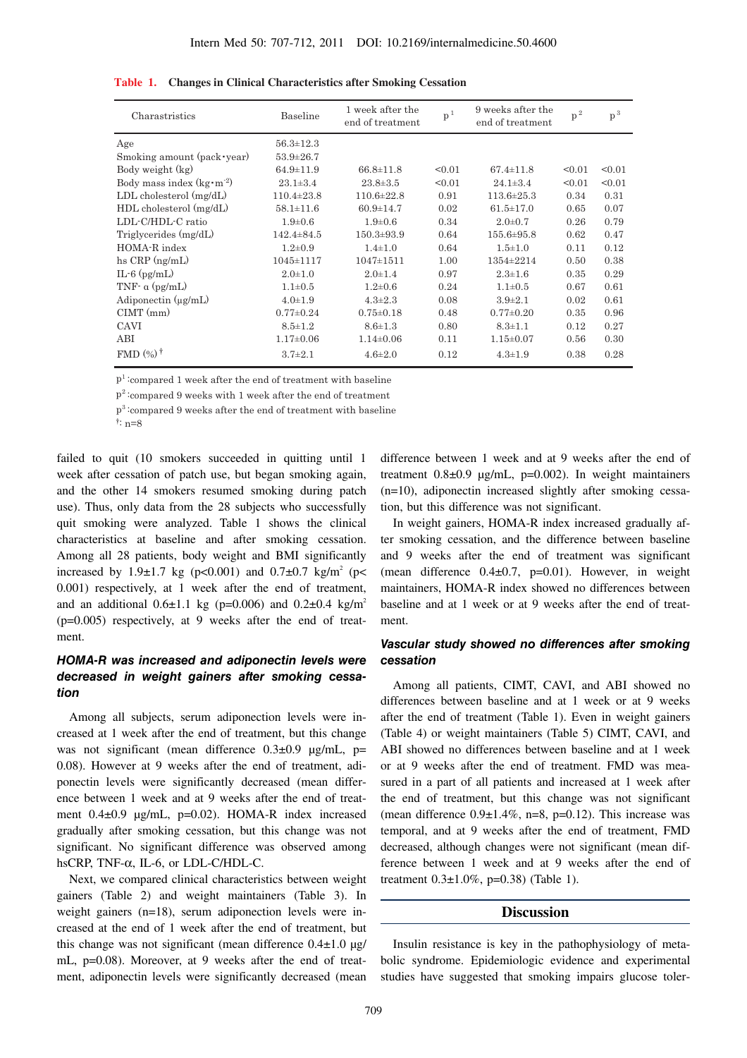**Table 1. Changes in Clinical Characteristics after Smoking Cessation**

| Charastristics | Baseline | 1 week after the end of treatment | $p^1$ | 9 weeks after the end of treatment | $p^2$ | $p^3$ |
|---|---|---|---|---|---|---|
| Age | 56.3±12.3 | | | | | |
| Smoking amount (pack・year) | 53.9±26.7 | | | | | |
| Body weight (kg) | 64.9±11.9 | 66.8±11.8 | <0.01 | 67.4±11.8 | <0.01 | <0.01 |
| Body mass index ($kg \cdot m^{-2}$) | 23.1±3.4 | 23.8±3.5 | <0.01 | 24.1±3.4 | <0.01 | <0.01 |
| LDL cholesterol (mg/dL) | 110.4±23.8 | 110.6±22.8 | 0.91 | 113.6±25.3 | 0.34 | 0.31 |
| HDL cholesterol (mg/dL) | 58.1±11.6 | 60.9±14.7 | 0.02 | 61.5±17.0 | 0.65 | 0.07 |
| LDL-C/HDL-C ratio | 1.9±0.6 | 1.9±0.6 | 0.34 | 2.0±0.7 | 0.26 | 0.79 |
| Triglycerides (mg/dL) | 142.4±84.5 | 150.3±93.9 | 0.64 | 155.6±95.8 | 0.62 | 0.47 |
| HOMA-R index | 1.2±0.9 | 1.4±1.0 | 0.64 | 1.5±1.0 | 0.11 | 0.12 |
| hs CRP (ng/mL) | 1045±1117 | 1047±1511 | 1.00 | 1354±2214 | 0.50 | 0.38 |
| IL-6 (pg/mL) | 2.0±1.0 | 2.0±1.4 | 0.97 | 2.3±1.6 | 0.35 | 0.29 |
| TNF-α (pg/mL) | 1.1±0.5 | 1.2±0.6 | 0.24 | 1.1±0.5 | 0.67 | 0.61 |
| Adiponectin (μg/mL) | 4.0±1.9 | 4.3±2.3 | 0.08 | 3.9±2.1 | 0.02 | 0.61 |
| CIMT (mm) | 0.77±0.24 | 0.75±0.18 | 0.48 | 0.77±0.20 | 0.35 | 0.96 |
| CAVI | 8.5±1.2 | 8.6±1.3 | 0.80 | 8.3±1.1 | 0.12 | 0.27 |
| ABI | 1.17±0.06 | 1.14±0.06 | 0.11 | 1.15±0.07 | 0.56 | 0.30 |
| FMD (%)† | 3.7±2.1 | 4.6±2.0 | 0.12 | 4.3±1.9 | 0.38 | 0.28 |

$p^1$: compared 1 week after the end of treatment with baseline

$p^2$: compared 9 weeks with 1 week after the end of treatment

$p^3$: compared 9 weeks after the end of treatment with baseline

†: n=8

failed to quit (10 smokers succeeded in quitting until 1 week after cessation of patch use, but began smoking again, and the other 14 smokers resumed smoking during patch use). Thus, only data from the 28 subjects who successfully quit smoking were analyzed. Table 1 shows the clinical characteristics at baseline and after smoking cessation. Among all 28 patients, body weight and BMI significantly increased by 1.9±1.7 kg ($p<0.001$) and 0.7±0.7 $kg/m^2$ ($p<0.001$) respectively, at 1 week after the end of treatment, and an additional 0.6±1.1 kg ($p=0.006$) and 0.2±0.4 $kg/m^2$ ($p=0.005$) respectively, at 9 weeks after the end of treatment.

### *HOMA-R was increased and adiponectin levels were decreased in weight gainers after smoking cessation*

Among all subjects, serum adiponection levels were increased at 1 week after the end of treatment, but this change was not significant (mean difference 0.3±0.9 μg/mL, $p=0.08$). However at 9 weeks after the end of treatment, adiponectin levels were significantly decreased (mean difference between 1 week and at 9 weeks after the end of treatment 0.4±0.9 μg/mL, $p=0.02$). HOMA-R index increased gradually after smoking cessation, but this change was not significant. No significant difference was observed among hsCRP, TNF-α, IL-6, or LDL-C/HDL-C.

Next, we compared clinical characteristics between weight gainers (Table 2) and weight maintainers (Table 3). In weight gainers (n=18), serum adiponection levels were increased at the end of 1 week after the end of treatment, but this change was not significant (mean difference 0.4±1.0 μg/mL, $p=0.08$). Moreover, at 9 weeks after the end of treatment, adiponectin levels were significantly decreased (mean difference between 1 week and at 9 weeks after the end of treatment 0.8±0.9 μg/mL, $p=0.002$). In weight maintainers (n=10), adiponectin increased slightly after smoking cessation, but this difference was not significant.

In weight gainers, HOMA-R index increased gradually after smoking cessation, and the difference between baseline and 9 weeks after the end of treatment was significant (mean difference 0.4±0.7, $p=0.01$). However, in weight maintainers, HOMA-R index showed no differences between baseline and at 1 week or at 9 weeks after the end of treatment.

### *Vascular study showed no differences after smoking cessation*

Among all patients, CIMT, CAVI, and ABI showed no differences between baseline and at 1 week or at 9 weeks after the end of treatment (Table 1). Even in weight gainers (Table 4) or weight maintainers (Table 5) CIMT, CAVI, and ABI showed no differences between baseline and at 1 week or at 9 weeks after the end of treatment. FMD was measured in a part of all patients and increased at 1 week after the end of treatment, but this change was not significant (mean difference 0.9±1.4%, n=8, $p=0.12$). This increase was temporal, and at 9 weeks after the end of treatment, FMD decreased, although changes were not significant (mean difference between 1 week and at 9 weeks after the end of treatment 0.3±1.0%, $p=0.38$) (Table 1).

## Discussion

Insulin resistance is key in the pathophysiology of metabolic syndrome. Epidemiologic evidence and experimental studies have suggested that smoking impairs glucose toler-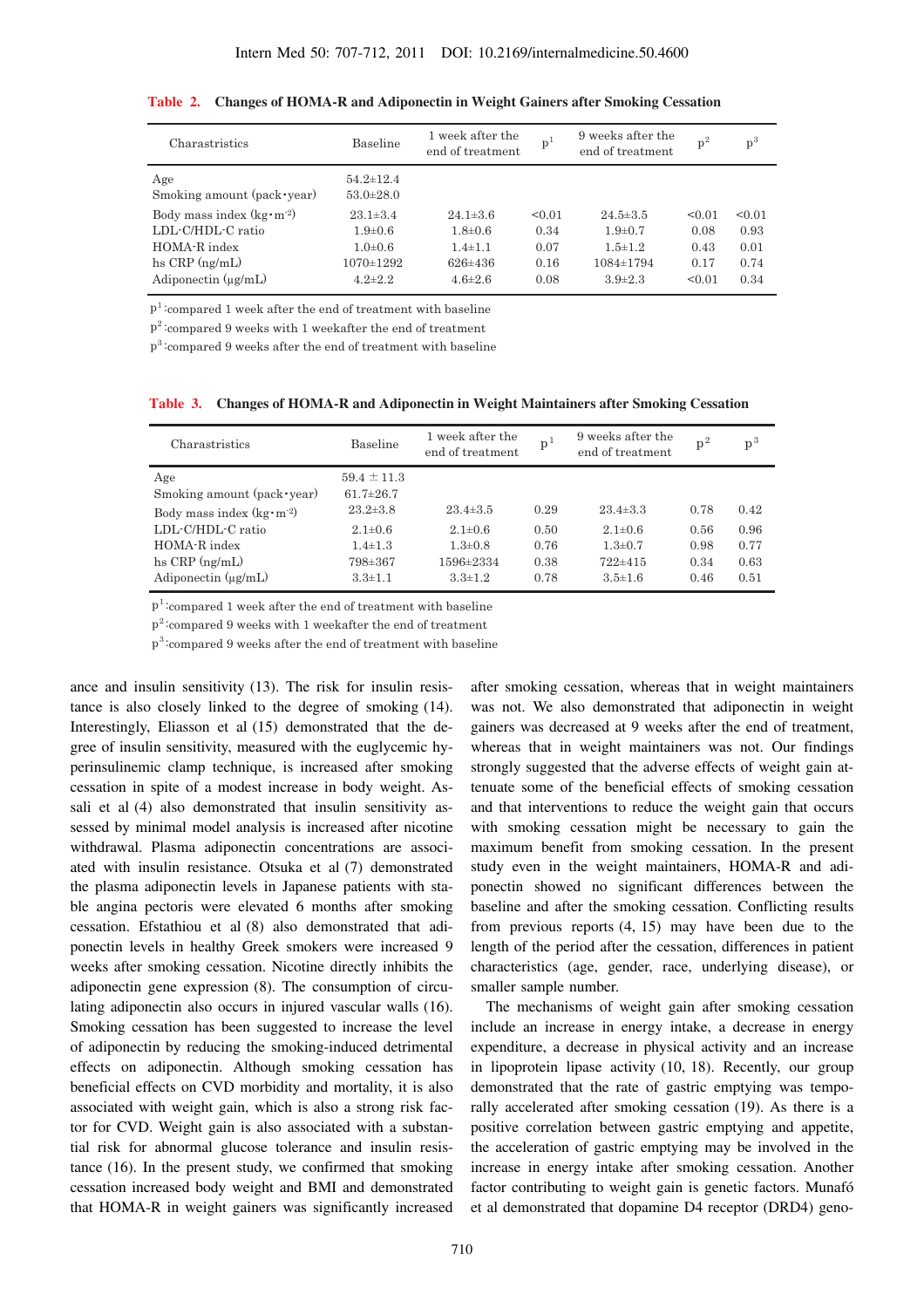**Table 2. Changes of HOMA-R and Adiponectin in Weight Gainers after Smoking Cessation**

| Charastristics | Baseline | 1 week after the end of treatment | p[1] | 9 weeks after the end of treatment | p[2] | p[3] |
|---|---|---|---|---|---|---|
| Age | 54.2±12.4 | | | | | |
| Smoking amount (pack·year) | 53.0±28.0 | | | | | |
| Body mass index ($kg \cdot m^{-2}$) | 23.1±3.4 | 24.1±3.6 | <0.01 | 24.5±3.5 | <0.01 | <0.01 |
| LDL-C/HDL-C ratio | 1.9±0.6 | 1.8±0.6 | 0.34 | 1.9±0.7 | 0.08 | 0.93 |
| HOMA-R index | 1.0±0.6 | 1.4±1.1 | 0.07 | 1.5±1.2 | 0.43 | 0.01 |
| hs CRP (ng/mL) | 1070±1292 | 626±436 | 0.16 | 1084±1794 | 0.17 | 0.74 |
| Adiponectin (μg/mL) | 4.2±2.2 | 4.6±2.6 | 0.08 | 3.9±2.3 | <0.01 | 0.34 |

p[1]:compared 1 week after the end of treatment with baseline

p[2]:compared 9 weeks with 1 weekafter the end of treatment

p[3]:compared 9 weeks after the end of treatment with baseline

**Table 3. Changes of HOMA-R and Adiponectin in Weight Maintainers after Smoking Cessation**

| Charastristics | Baseline | 1 week after the end of treatment | p[1] | 9 weeks after the end of treatment | p[2] | p[3] |
|---|---|---|---|---|---|---|
| Age | 59.4 ± 11.3 | | | | | |
| Smoking amount (pack·year) | 61.7±26.7 | | | | | |
| Body mass index ($kg \cdot m^{-2}$) | 23.2±3.8 | 23.4±3.5 | 0.29 | 23.4±3.3 | 0.78 | 0.42 |
| LDL-C/HDL-C ratio | 2.1±0.6 | 2.1±0.6 | 0.50 | 2.1±0.6 | 0.56 | 0.96 |
| HOMA-R index | 1.4±1.3 | 1.3±0.8 | 0.76 | 1.3±0.7 | 0.98 | 0.77 |
| hs CRP (ng/mL) | 798±367 | 1596±2334 | 0.38 | 722±415 | 0.34 | 0.63 |
| Adiponectin (μg/mL) | 3.3±1.1 | 3.3±1.2 | 0.78 | 3.5±1.6 | 0.46 | 0.51 |

p[1]:compared 1 week after the end of treatment with baseline

p[2]:compared 9 weeks with 1 weekafter the end of treatment

p[3]:compared 9 weeks after the end of treatment with baseline

ance and insulin sensitivity (13). The risk for insulin resistance is also closely linked to the degree of smoking (14). Interestingly, Eliasson et al (15) demonstrated that the degree of insulin sensitivity, measured with the euglycemic hyperinsulinemic clamp technique, is increased after smoking cessation in spite of a modest increase in body weight. Assali et al (4) also demonstrated that insulin sensitivity assessed by minimal model analysis is increased after nicotine withdrawal. Plasma adiponectin concentrations are associated with insulin resistance. Otsuka et al (7) demonstrated the plasma adiponectin levels in Japanese patients with stable angina pectoris were elevated 6 months after smoking cessation. Efstathiou et al (8) also demonstrated that adiponectin levels in healthy Greek smokers were increased 9 weeks after smoking cessation. Nicotine directly inhibits the adiponectin gene expression (8). The consumption of circulating adiponectin also occurs in injured vascular walls (16). Smoking cessation has been suggested to increase the level of adiponectin by reducing the smoking-induced detrimental effects on adiponectin. Although smoking cessation has beneficial effects on CVD morbidity and mortality, it is also associated with weight gain, which is also a strong risk factor for CVD. Weight gain is also associated with a substantial risk for abnormal glucose tolerance and insulin resistance (16). In the present study, we confirmed that smoking cessation increased body weight and BMI and demonstrated that HOMA-R in weight gainers was significantly increased after smoking cessation, whereas that in weight maintainers was not. We also demonstrated that adiponectin in weight gainers was decreased at 9 weeks after the end of treatment, whereas that in weight maintainers was not. Our findings strongly suggested that the adverse effects of weight gain attenuate some of the beneficial effects of smoking cessation and that interventions to reduce the weight gain that occurs with smoking cessation might be necessary to gain the maximum benefit from smoking cessation. In the present study even in the weight maintainers, HOMA-R and adiponectin showed no significant differences between the baseline and after the smoking cessation. Conflicting results from previous reports (4, 15) may have been due to the length of the period after the cessation, differences in patient characteristics (age, gender, race, underlying disease), or smaller sample number.

The mechanisms of weight gain after smoking cessation include an increase in energy intake, a decrease in energy expenditure, a decrease in physical activity and an increase in lipoprotein lipase activity (10, 18). Recently, our group demonstrated that the rate of gastric emptying was temporally accelerated after smoking cessation (19). As there is a positive correlation between gastric emptying and appetite, the acceleration of gastric emptying may be involved in the increase in energy intake after smoking cessation. Another factor contributing to weight gain is genetic factors. Munafó et al demonstrated that dopamine D4 receptor (DRD4) geno-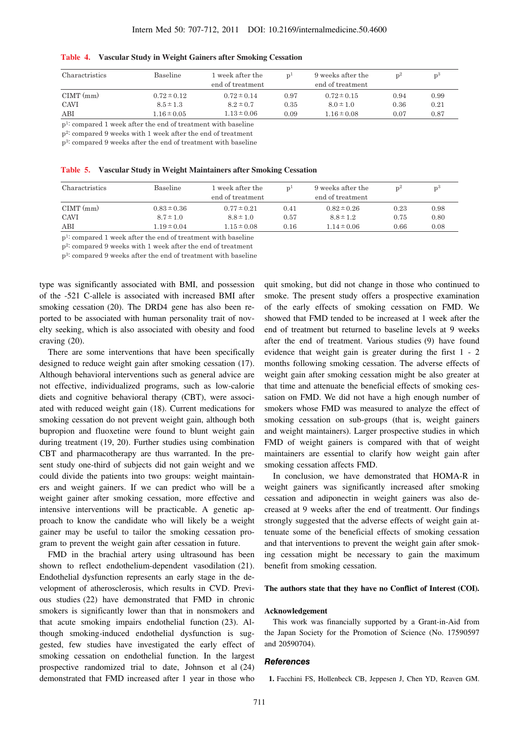**Table 4. Vascular Study in Weight Gainers after Smoking Cessation**

| Charactristics | Baseline | 1 week after the end of treatment | p[1] | 9 weeks after the end of treatment | p[2] | p[3] |
|---|---|---|---|---|---|---|
| CIMT (mm) | 0.72±0.12 | 0.72±0.14 | 0.97 | 0.72±0.15 | 0.94 | 0.99 |
| CAVI | 8.5±1.3 | 8.2±0.7 | 0.35 | 8.0±1.0 | 0.36 | 0.21 |
| ABI | 1.16±0.05 | 1.13±0.06 | 0.09 | 1.16±0.08 | 0.07 | 0.87 |

p[1]: compared 1 week after the end of treatment with baseline
p[2]: compared 9 weeks with 1 week after the end of treatment
p[3]: compared 9 weeks after the end of treatment with baseline

**Table 5. Vascular Study in Weight Maintainers after Smoking Cessation**

| Charactristics | Baseline | 1 week after the end of treatment | p[1] | 9 weeks after the end of treatment | p[2] | p[3] |
|---|---|---|---|---|---|---|
| CIMT (mm) | 0.83±0.36 | 0.77±0.21 | 0.41 | 0.82±0.26 | 0.23 | 0.98 |
| CAVI | 8.7±1.0 | 8.8±1.0 | 0.57 | 8.8±1.2 | 0.75 | 0.80 |
| ABI | 1.19±0.04 | 1.15±0.08 | 0.16 | 1.14±0.06 | 0.66 | 0.08 |

p[1]: compared 1 week after the end of treatment with baseline
p[2]: compared 9 weeks with 1 week after the end of treatment
p[3]: compared 9 weeks after the end of treatment with baseline

type was significantly associated with BMI, and possession of the -521 C-allele is associated with increased BMI after smoking cessation (20). The DRD4 gene has also been reported to be associated with human personality trait of novelty seeking, which is also associated with obesity and food craving (20).

There are some interventions that have been specifically designed to reduce weight gain after smoking cessation (17). Although behavioral interventions such as general advice are not effective, individualized programs, such as low-calorie diets and cognitive behavioral therapy (CBT), were associated with reduced weight gain (18). Current medications for smoking cessation do not prevent weight gain, although both bupropion and fluoxetine were found to blunt weight gain during treatment (19, 20). Further studies using combination CBT and pharmacotherapy are thus warranted. In the present study one-third of subjects did not gain weight and we could divide the patients into two groups: weight maintainers and weight gainers. If we can predict who will be a weight gainer after smoking cessation, more effective and intensive interventions will be practicable. A genetic approach to know the candidate who will likely be a weight gainer may be useful to tailor the smoking cessation program to prevent the weight gain after cessation in future.

FMD in the brachial artery using ultrasound has been shown to reflect endothelium-dependent vasodilation (21). Endothelial dysfunction represents an early stage in the development of atherosclerosis, which results in CVD. Previous studies (22) have demonstrated that FMD in chronic smokers is significantly lower than that in nonsmokers and that acute smoking impairs endothelial function (23). Although smoking-induced endothelial dysfunction is suggested, few studies have investigated the early effect of smoking cessation on endothelial function. In the largest prospective randomized trial to date, Johnson et al (24) demonstrated that FMD increased after 1 year in those who quit smoking, but did not change in those who continued to smoke. The present study offers a prospective examination of the early effects of smoking cessation on FMD. We showed that FMD tended to be increased at 1 week after the end of treatment but returned to baseline levels at 9 weeks after the end of treatment. Various studies (9) have found evidence that weight gain is greater during the first 1 - 2 months following smoking cessation. The adverse effects of weight gain after smoking cessation might be also greater at that time and attenuate the beneficial effects of smoking cessation on FMD. We did not have a high enough number of smokers whose FMD was measured to analyze the effect of smoking cessation on sub-groups (that is, weight gainers and weight maintainers). Larger prospective studies in which FMD of weight gainers is compared with that of weight maintainers are essential to clarify how weight gain after smoking cessation affects FMD.

In conclusion, we have demonstrated that HOMA-R in weight gainers was significantly increased after smoking cessation and adiponectin in weight gainers was also decreased at 9 weeks after the end of treatmentt. Our findings strongly suggested that the adverse effects of weight gain attenuate some of the beneficial effects of smoking cessation and that interventions to prevent the weight gain after smoking cessation might be necessary to gain the maximum benefit from smoking cessation.

**The authors state that they have no Conflict of Interest (COI).**

**Acknowledgement**

This work was financially supported by a Grant-in-Aid from the Japan Society for the Promotion of Science (No. 17590597 and 20590704).

## References

1. Facchini FS, Hollenbeck CB, Jeppesen J, Chen YD, Reaven GM.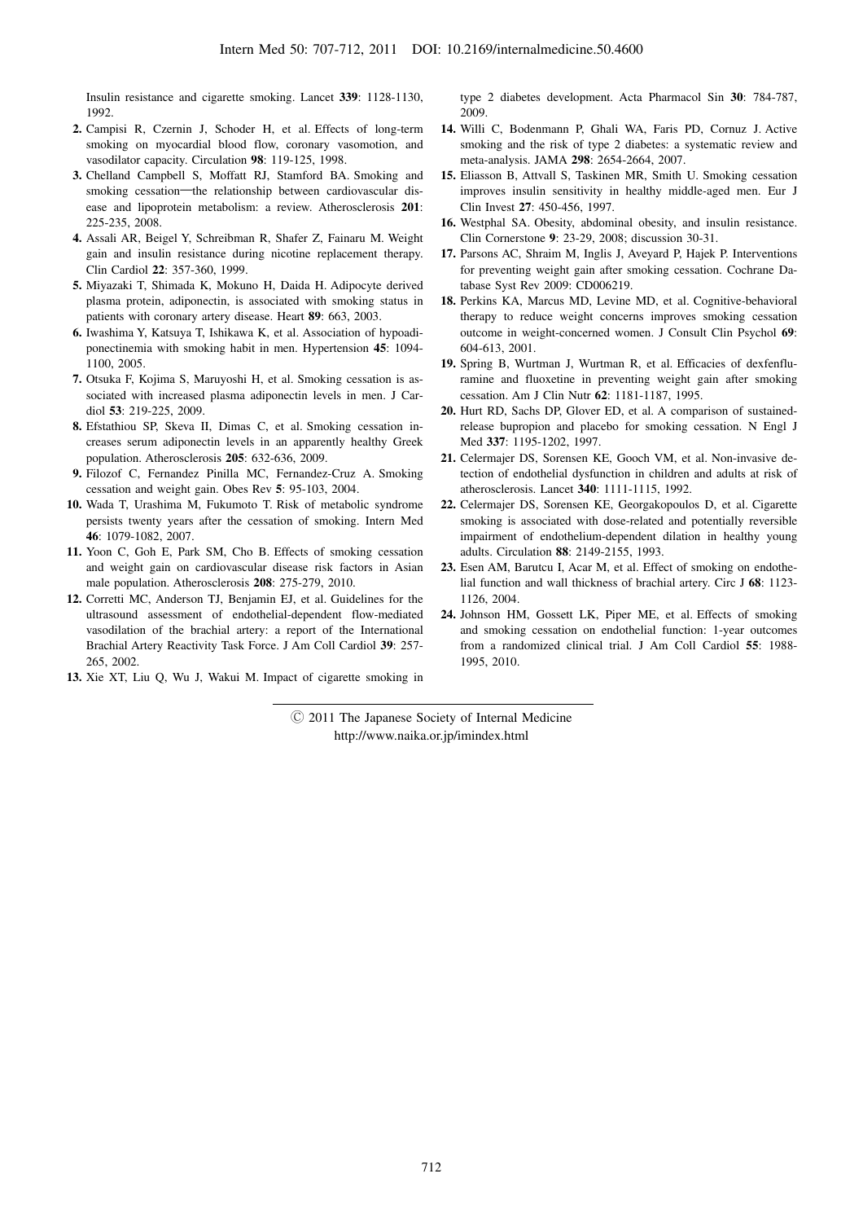Insulin resistance and cigarette smoking. Lancet **339**: 1128-1130, 1992.

2. Campisi R, Czernin J, Schoder H, et al. Effects of long-term smoking on myocardial blood flow, coronary vasomotion, and vasodilator capacity. Circulation **98**: 119-125, 1998.
3. Chelland Campbell S, Moffatt RJ, Stamford BA. Smoking and smoking cessation—the relationship between cardiovascular disease and lipoprotein metabolism: a review. Atherosclerosis **201**: 225-235, 2008.
4. Assali AR, Beigel Y, Schreibman R, Shafer Z, Fainaru M. Weight gain and insulin resistance during nicotine replacement therapy. Clin Cardiol **22**: 357-360, 1999.
5. Miyazaki T, Shimada K, Mokuno H, Daida H. Adipocyte derived plasma protein, adiponectin, is associated with smoking status in patients with coronary artery disease. Heart **89**: 663, 2003.
6. Iwashima Y, Katsuya T, Ishikawa K, et al. Association of hypoadiponectinemia with smoking habit in men. Hypertension **45**: 1094-1100, 2005.
7. Otsuka F, Kojima S, Maruyoshi H, et al. Smoking cessation is associated with increased plasma adiponectin levels in men. J Cardiol **53**: 219-225, 2009.
8. Efstathiou SP, Skeva II, Dimas C, et al. Smoking cessation increases serum adiponectin levels in an apparently healthy Greek population. Atherosclerosis **205**: 632-636, 2009.
9. Filozof C, Fernandez Pinilla MC, Fernandez-Cruz A. Smoking cessation and weight gain. Obes Rev **5**: 95-103, 2004.
10. Wada T, Urashima M, Fukumoto T. Risk of metabolic syndrome persists twenty years after the cessation of smoking. Intern Med **46**: 1079-1082, 2007.
11. Yoon C, Goh E, Park SM, Cho B. Effects of smoking cessation and weight gain on cardiovascular disease risk factors in Asian male population. Atherosclerosis **208**: 275-279, 2010.
12. Corretti MC, Anderson TJ, Benjamin EJ, et al. Guidelines for the ultrasound assessment of endothelial-dependent flow-mediated vasodilation of the brachial artery: a report of the International Brachial Artery Reactivity Task Force. J Am Coll Cardiol **39**: 257-265, 2002.
13. Xie XT, Liu Q, Wu J, Wakui M. Impact of cigarette smoking in type 2 diabetes development. Acta Pharmacol Sin **30**: 784-787, 2009.
14. Willi C, Bodenmann P, Ghali WA, Faris PD, Cornuz J. Active smoking and the risk of type 2 diabetes: a systematic review and meta-analysis. JAMA **298**: 2654-2664, 2007.
15. Eliasson B, Attvall S, Taskinen MR, Smith U. Smoking cessation improves insulin sensitivity in healthy middle-aged men. Eur J Clin Invest **27**: 450-456, 1997.
16. Westphal SA. Obesity, abdominal obesity, and insulin resistance. Clin Cornerstone **9**: 23-29, 2008; discussion 30-31.
17. Parsons AC, Shraim M, Inglis J, Aveyard P, Hajek P. Interventions for preventing weight gain after smoking cessation. Cochrane Database Syst Rev 2009: CD006219.
18. Perkins KA, Marcus MD, Levine MD, et al. Cognitive-behavioral therapy to reduce weight concerns improves smoking cessation outcome in weight-concerned women. J Consult Clin Psychol **69**: 604-613, 2001.
19. Spring B, Wurtman J, Wurtman R, et al. Efficacies of dexfenfluramine and fluoxetine in preventing weight gain after smoking cessation. Am J Clin Nutr **62**: 1181-1187, 1995.
20. Hurt RD, Sachs DP, Glover ED, et al. A comparison of sustained-release bupropion and placebo for smoking cessation. N Engl J Med **337**: 1195-1202, 1997.
21. Celermajer DS, Sorensen KE, Gooch VM, et al. Non-invasive detection of endothelial dysfunction in children and adults at risk of atherosclerosis. Lancet **340**: 1111-1115, 1992.
22. Celermajer DS, Sorensen KE, Georgakopoulos D, et al. Cigarette smoking is associated with dose-related and potentially reversible impairment of endothelium-dependent dilation in healthy young adults. Circulation **88**: 2149-2155, 1993.
23. Esen AM, Barutcu I, Acar M, et al. Effect of smoking on endothelial function and wall thickness of brachial artery. Circ J **68**: 1123-1126, 2004.
24. Johnson HM, Gossett LK, Piper ME, et al. Effects of smoking and smoking cessation on endothelial function: 1-year outcomes from a randomized clinical trial. J Am Coll Cardiol **55**: 1988-1995, 2010.

© 2011 The Japanese Society of Internal Medicine
http://www.naika.or.jp/imindex.html